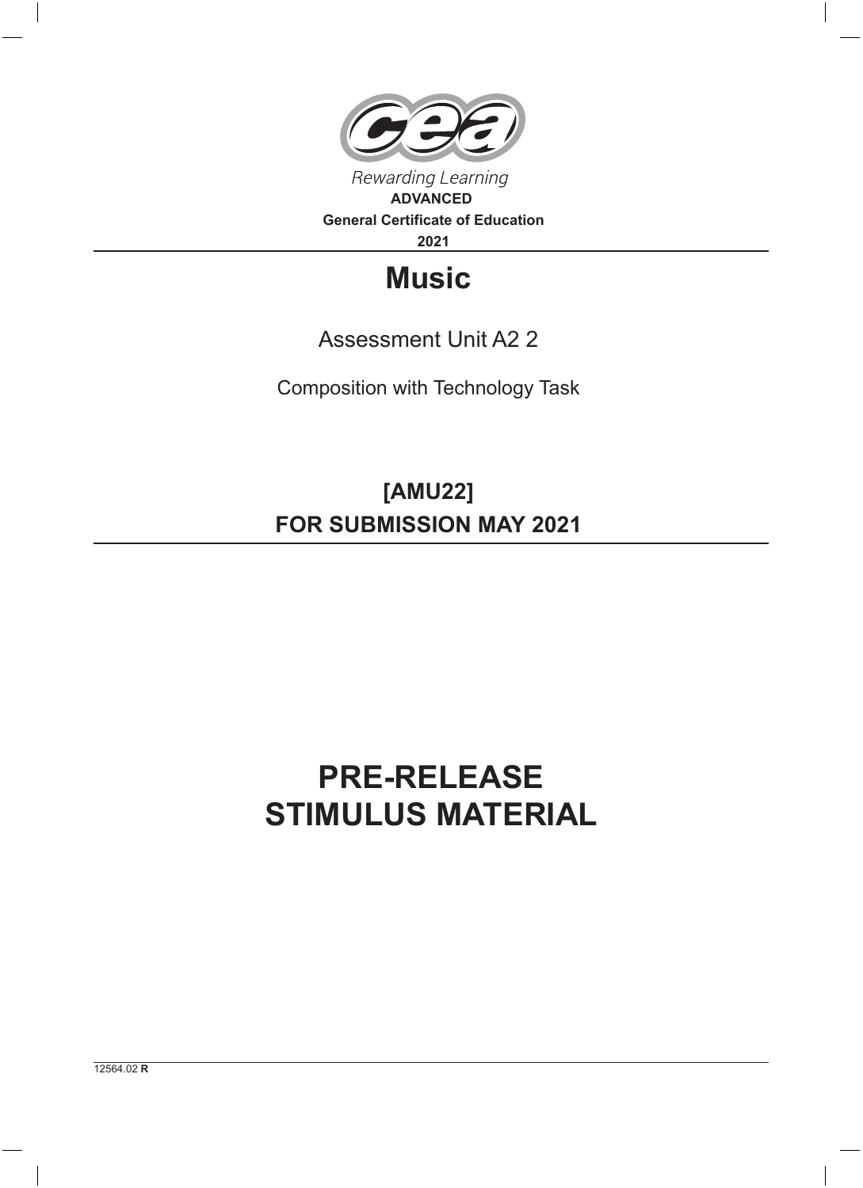Rewarding Learning

**ADVANCED**

**General Certificate of Education**

**2021**

# Music

Assessment Unit A2 2

Composition with Technology Task

## [AMU22]

## FOR SUBMISSION MAY 2021

# PRE-RELEASE STIMULUS MATERIAL

12564.02 **R**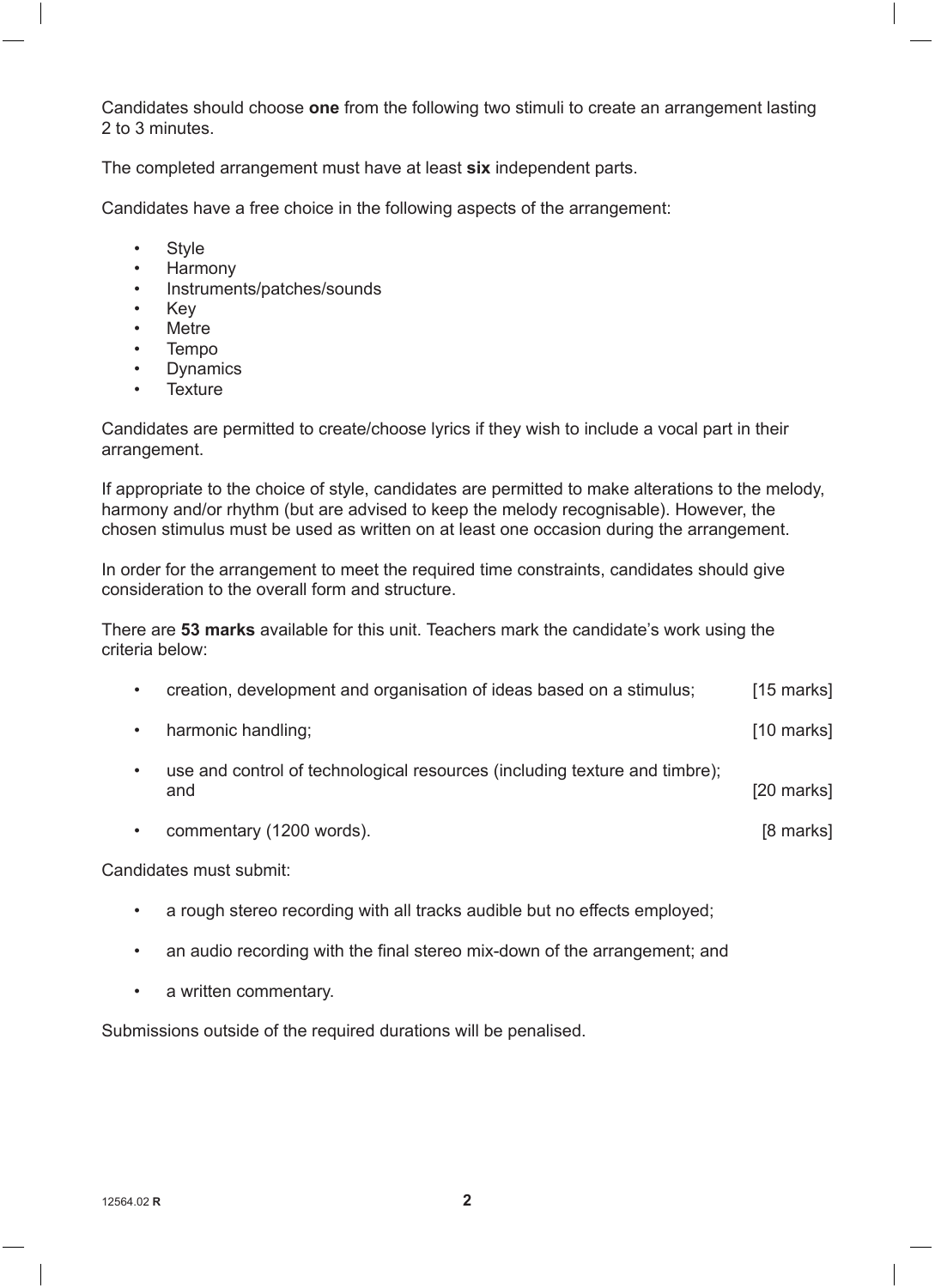Candidates should choose **one** from the following two stimuli to create an arrangement lasting 2 to 3 minutes.

The completed arrangement must have at least **six** independent parts.

Candidates have a free choice in the following aspects of the arrangement:

- Style
- Harmony
- Instruments/patches/sounds
- Key
- Metre
- Tempo
- Dynamics
- Texture

Candidates are permitted to create/choose lyrics if they wish to include a vocal part in their arrangement.

If appropriate to the choice of style, candidates are permitted to make alterations to the melody, harmony and/or rhythm (but are advised to keep the melody recognisable). However, the chosen stimulus must be used as written on at least one occasion during the arrangement.

In order for the arrangement to meet the required time constraints, candidates should give consideration to the overall form and structure.

There are **53 marks** available for this unit. Teachers mark the candidate's work using the criteria below:

- creation, development and organisation of ideas based on a stimulus; [15 marks]
- harmonic handling; [10 marks]
- use and control of technological resources (including texture and timbre); and [20 marks]
- commentary (1200 words). [8 marks]

Candidates must submit:

- a rough stereo recording with all tracks audible but no effects employed;
- an audio recording with the final stereo mix-down of the arrangement; and
- a written commentary.

Submissions outside of the required durations will be penalised.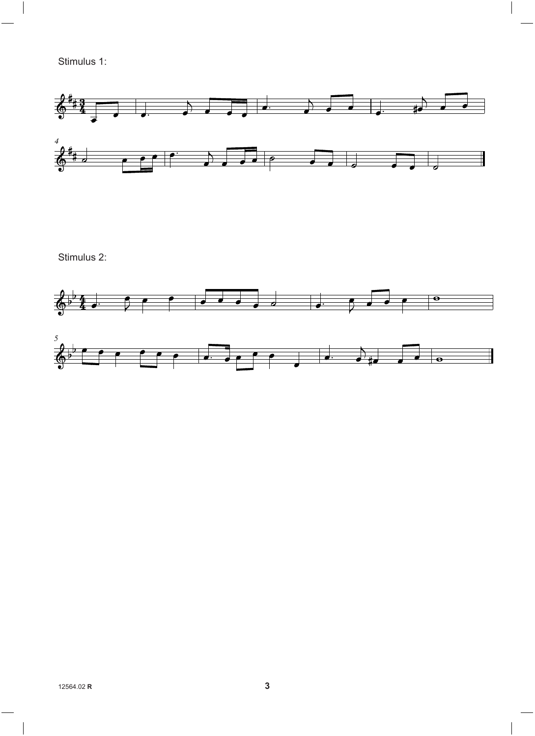Stimulus 1:

Stimulus 2: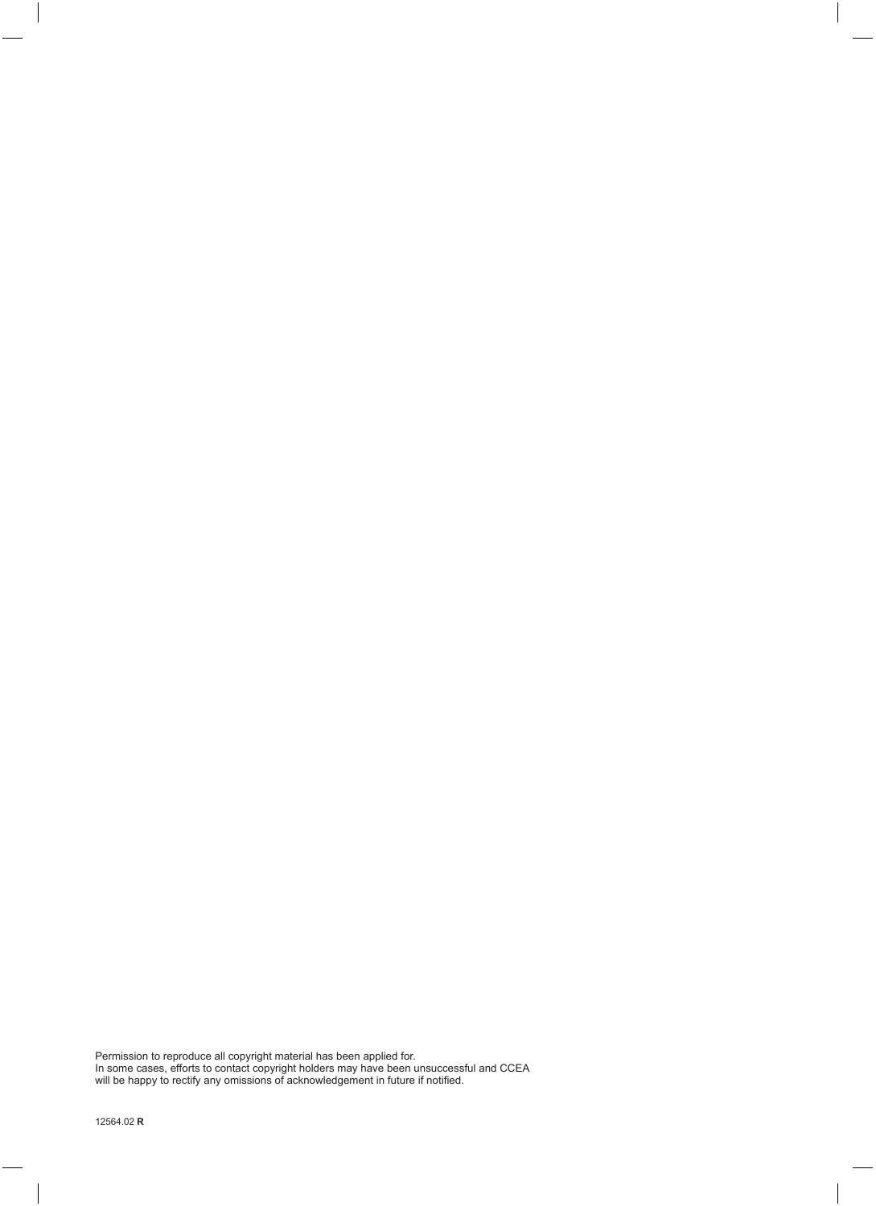Permission to reproduce all copyright material has been applied for.
In some cases, efforts to contact copyright holders may have been unsuccessful and CCEA
will be happy to rectify any omissions of acknowledgement in future if notified.

12564.02 **R**